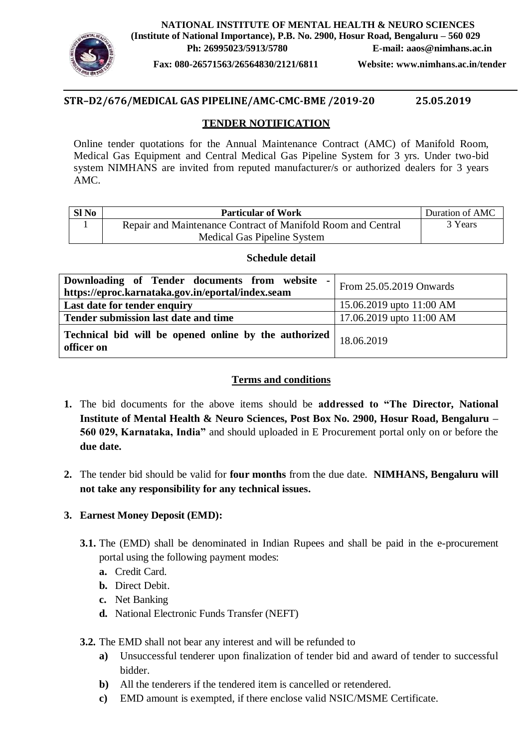**NATIONAL INSTITUTE OF MENTAL HEALTH & NEURO SCIENCES**
**(Institute of National Importance), P.B. No. 2900, Hosur Road, Bengaluru – 560 029**
**Ph: 26995023/5913/5780 E-mail: aaos@nimhans.ac.in**
**Fax: 080-26571563/26564830/2121/6811 Website: www.nimhans.ac.in/tender**

**STR–D2/676/MEDICAL GAS PIPELINE/AMC-CMC-BME /2019-20 25.05.2019**

## TENDER NOTIFICATION

Online tender quotations for the Annual Maintenance Contract (AMC) of Manifold Room, Medical Gas Equipment and Central Medical Gas Pipeline System for 3 yrs. Under two-bid system NIMHANS are invited from reputed manufacturer/s or authorized dealers for 3 years AMC.

| Sl No | Particular of Work | Duration of AMC |
|---|---|---|
| 1 | Repair and Maintenance Contract of Manifold Room and Central Medical Gas Pipeline System | 3 Years |

### Schedule detail

| | |
|---|---|
| **Downloading of Tender documents from website - https://eproc.karnataka.gov.in/eportal/index.seam** | From 25.05.2019 Onwards |
| **Last date for tender enquiry** | 15.06.2019 upto 11:00 AM |
| **Tender submission last date and time** | 17.06.2019 upto 11:00 AM |
| **Technical bid will be opened online by the authorized officer on** | 18.06.2019 |

### Terms and conditions

1. The bid documents for the above items should be **addressed to "The Director, National Institute of Mental Health & Neuro Sciences, Post Box No. 2900, Hosur Road, Bengaluru – 560 029, Karnataka, India"** and should uploaded in E Procurement portal only on or before the **due date.**

2. The tender bid should be valid for **four months** from the due date. **NIMHANS, Bengaluru will not take any responsibility for any technical issues.**

3. **Earnest Money Deposit (EMD):**

   **3.1.** The (EMD) shall be denominated in Indian Rupees and shall be paid in the e-procurement portal using the following payment modes:
   - **a.** Credit Card.
   - **b.** Direct Debit.
   - **c.** Net Banking
   - **d.** National Electronic Funds Transfer (NEFT)

   **3.2.** The EMD shall not bear any interest and will be refunded to
   - **a)** Unsuccessful tenderer upon finalization of tender bid and award of tender to successful bidder.
   - **b)** All the tenderers if the tendered item is cancelled or retendered.
   - **c)** EMD amount is exempted, if there enclose valid NSIC/MSME Certificate.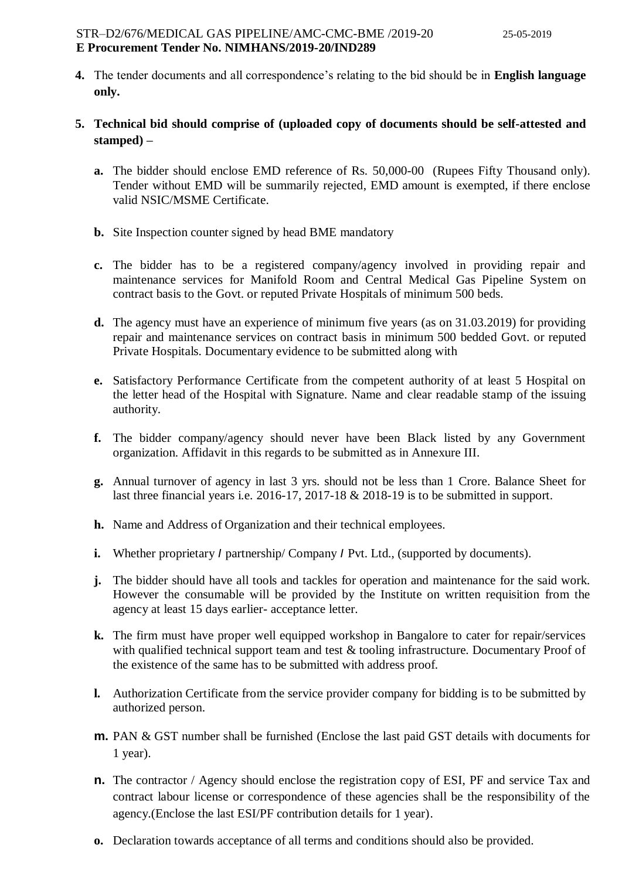4. The tender documents and all correspondence's relating to the bid should be in **English language only.**

5. **Technical bid should comprise of (uploaded copy of documents should be self-attested and stamped) –**

   a. The bidder should enclose EMD reference of Rs. 50,000-00 (Rupees Fifty Thousand only). Tender without EMD will be summarily rejected, EMD amount is exempted, if there enclose valid NSIC/MSME Certificate.

   b. Site Inspection counter signed by head BME mandatory

   c. The bidder has to be a registered company/agency involved in providing repair and maintenance services for Manifold Room and Central Medical Gas Pipeline System on contract basis to the Govt. or reputed Private Hospitals of minimum 500 beds.

   d. The agency must have an experience of minimum five years (as on 31.03.2019) for providing repair and maintenance services on contract basis in minimum 500 bedded Govt. or reputed Private Hospitals. Documentary evidence to be submitted along with

   e. Satisfactory Performance Certificate from the competent authority of at least 5 Hospital on the letter head of the Hospital with Signature. Name and clear readable stamp of the issuing authority.

   f. The bidder company/agency should never have been Black listed by any Government organization. Affidavit in this regards to be submitted as in Annexure III.

   g. Annual turnover of agency in last 3 yrs. should not be less than 1 Crore. Balance Sheet for last three financial years i.e. 2016-17, 2017-18 & 2018-19 is to be submitted in support.

   h. Name and Address of Organization and their technical employees.

   i. Whether proprietary / partnership/ Company / Pvt. Ltd., (supported by documents).

   j. The bidder should have all tools and tackles for operation and maintenance for the said work. However the consumable will be provided by the Institute on written requisition from the agency at least 15 days earlier- acceptance letter.

   k. The firm must have proper well equipped workshop in Bangalore to cater for repair/services with qualified technical support team and test & tooling infrastructure. Documentary Proof of the existence of the same has to be submitted with address proof.

   l. Authorization Certificate from the service provider company for bidding is to be submitted by authorized person.

   m. PAN & GST number shall be furnished (Enclose the last paid GST details with documents for 1 year).

   n. The contractor / Agency should enclose the registration copy of ESI, PF and service Tax and contract labour license or correspondence of these agencies shall be the responsibility of the agency.(Enclose the last ESI/PF contribution details for 1 year).

   o. Declaration towards acceptance of all terms and conditions should also be provided.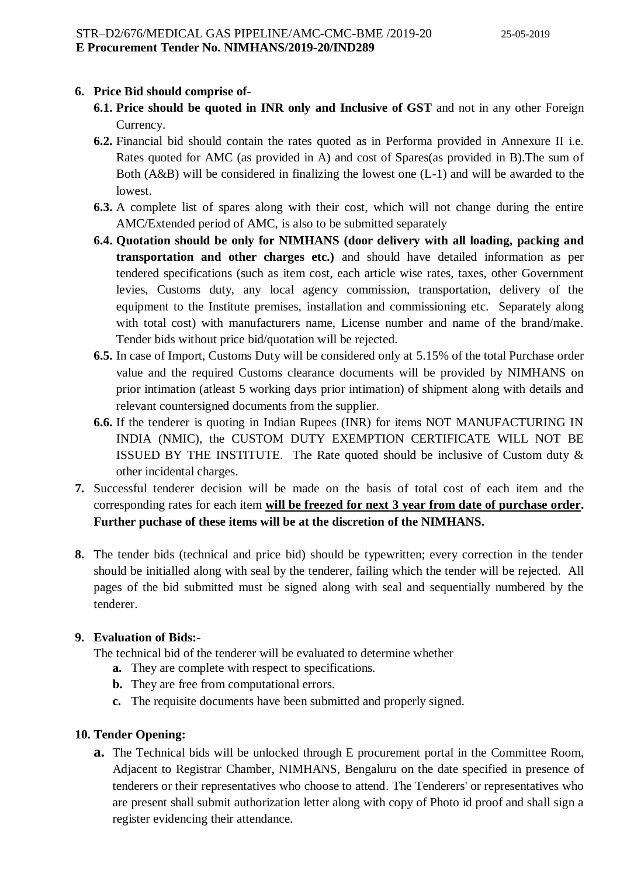6. **Price Bid should comprise of-**
    - **6.1. Price should be quoted in INR only and Inclusive of GST** and not in any other Foreign Currency.
    - **6.2.** Financial bid should contain the rates quoted as in Performa provided in Annexure II i.e. Rates quoted for AMC (as provided in A) and cost of Spares(as provided in B).The sum of Both (A&B) will be considered in finalizing the lowest one (L-1) and will be awarded to the lowest.
    - **6.3.** A complete list of spares along with their cost, which will not change during the entire AMC/Extended period of AMC, is also to be submitted separately
    - **6.4. Quotation should be only for NIMHANS (door delivery with all loading, packing and transportation and other charges etc.)** and should have detailed information as per tendered specifications (such as item cost, each article wise rates, taxes, other Government levies, Customs duty, any local agency commission, transportation, delivery of the equipment to the Institute premises, installation and commissioning etc. Separately along with total cost) with manufacturers name, License number and name of the brand/make. Tender bids without price bid/quotation will be rejected.
    - **6.5.** In case of Import, Customs Duty will be considered only at 5.15% of the total Purchase order value and the required Customs clearance documents will be provided by NIMHANS on prior intimation (atleast 5 working days prior intimation) of shipment along with details and relevant countersigned documents from the supplier.
    - **6.6.** If the tenderer is quoting in Indian Rupees (INR) for items NOT MANUFACTURING IN INDIA (NMIC), the CUSTOM DUTY EXEMPTION CERTIFICATE WILL NOT BE ISSUED BY THE INSTITUTE. The Rate quoted should be inclusive of Custom duty & other incidental charges.
7. Successful tenderer decision will be made on the basis of total cost of each item and the corresponding rates for each item **will be freezed for next 3 year from date of purchase order. Further puchase of these items will be at the discretion of the NIMHANS.**

8. The tender bids (technical and price bid) should be typewritten; every correction in the tender should be initialled along with seal by the tenderer, failing which the tender will be rejected. All pages of the bid submitted must be signed along with seal and sequentially numbered by the tenderer.

9. **Evaluation of Bids:-**

   The technical bid of the tenderer will be evaluated to determine whether
    - **a.** They are complete with respect to specifications.
    - **b.** They are free from computational errors.
    - **c.** The requisite documents have been submitted and properly signed.

10. **Tender Opening:**
    - **a.** The Technical bids will be unlocked through E procurement portal in the Committee Room, Adjacent to Registrar Chamber, NIMHANS, Bengaluru on the date specified in presence of tenderers or their representatives who choose to attend. The Tenderers' or representatives who are present shall submit authorization letter along with copy of Photo id proof and shall sign a register evidencing their attendance.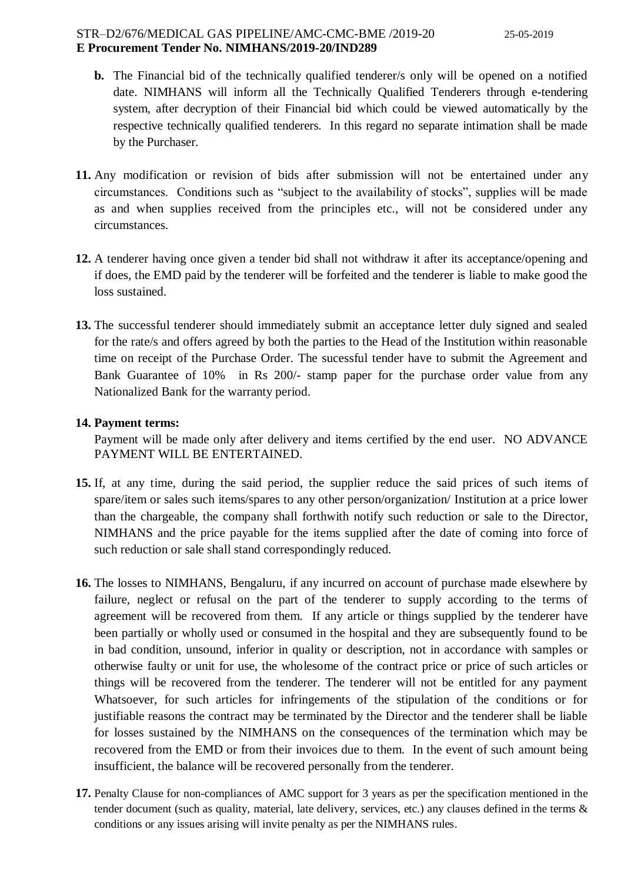**b.** The Financial bid of the technically qualified tenderer/s only will be opened on a notified date. NIMHANS will inform all the Technically Qualified Tenderers through e-tendering system, after decryption of their Financial bid which could be viewed automatically by the respective technically qualified tenderers. In this regard no separate intimation shall be made by the Purchaser.

**11.** Any modification or revision of bids after submission will not be entertained under any circumstances. Conditions such as "subject to the availability of stocks", supplies will be made as and when supplies received from the principles etc., will not be considered under any circumstances.

**12.** A tenderer having once given a tender bid shall not withdraw it after its acceptance/opening and if does, the EMD paid by the tenderer will be forfeited and the tenderer is liable to make good the loss sustained.

**13.** The successful tenderer should immediately submit an acceptance letter duly signed and sealed for the rate/s and offers agreed by both the parties to the Head of the Institution within reasonable time on receipt of the Purchase Order. The sucessful tender have to submit the Agreement and Bank Guarantee of 10% in Rs 200/- stamp paper for the purchase order value from any Nationalized Bank for the warranty period.

**14. Payment terms:**

Payment will be made only after delivery and items certified by the end user. NO ADVANCE PAYMENT WILL BE ENTERTAINED.

**15.** If, at any time, during the said period, the supplier reduce the said prices of such items of spare/item or sales such items/spares to any other person/organization/ Institution at a price lower than the chargeable, the company shall forthwith notify such reduction or sale to the Director, NIMHANS and the price payable for the items supplied after the date of coming into force of such reduction or sale shall stand correspondingly reduced.

**16.** The losses to NIMHANS, Bengaluru, if any incurred on account of purchase made elsewhere by failure, neglect or refusal on the part of the tenderer to supply according to the terms of agreement will be recovered from them. If any article or things supplied by the tenderer have been partially or wholly used or consumed in the hospital and they are subsequently found to be in bad condition, unsound, inferior in quality or description, not in accordance with samples or otherwise faulty or unit for use, the wholesome of the contract price or price of such articles or things will be recovered from the tenderer. The tenderer will not be entitled for any payment Whatsoever, for such articles for infringements of the stipulation of the conditions or for justifiable reasons the contract may be terminated by the Director and the tenderer shall be liable for losses sustained by the NIMHANS on the consequences of the termination which may be recovered from the EMD or from their invoices due to them. In the event of such amount being insufficient, the balance will be recovered personally from the tenderer.

**17.** Penalty Clause for non-compliances of AMC support for 3 years as per the specification mentioned in the tender document (such as quality, material, late delivery, services, etc.) any clauses defined in the terms & conditions or any issues arising will invite penalty as per the NIMHANS rules.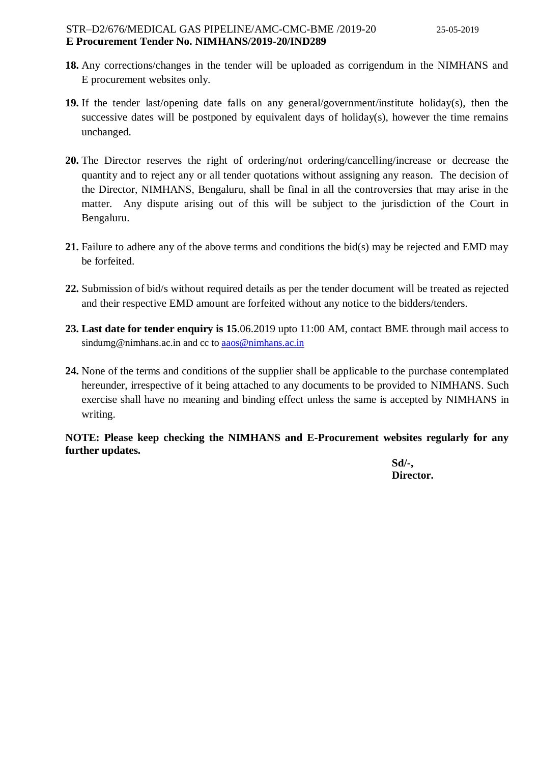**18.** Any corrections/changes in the tender will be uploaded as corrigendum in the NIMHANS and E procurement websites only.

**19.** If the tender last/opening date falls on any general/government/institute holiday(s), then the successive dates will be postponed by equivalent days of holiday(s), however the time remains unchanged.

**20.** The Director reserves the right of ordering/not ordering/cancelling/increase or decrease the quantity and to reject any or all tender quotations without assigning any reason. The decision of the Director, NIMHANS, Bengaluru, shall be final in all the controversies that may arise in the matter. Any dispute arising out of this will be subject to the jurisdiction of the Court in Bengaluru.

**21.** Failure to adhere any of the above terms and conditions the bid(s) may be rejected and EMD may be forfeited.

**22.** Submission of bid/s without required details as per the tender document will be treated as rejected and their respective EMD amount are forfeited without any notice to the bidders/tenders.

**23. Last date for tender enquiry is 15**.06.2019 upto 11:00 AM, contact BME through mail access to sindumg@nimhans.ac.in and cc to aaos@nimhans.ac.in

**24.** None of the terms and conditions of the supplier shall be applicable to the purchase contemplated hereunder, irrespective of it being attached to any documents to be provided to NIMHANS. Such exercise shall have no meaning and binding effect unless the same is accepted by NIMHANS in writing.

**NOTE: Please keep checking the NIMHANS and E-Procurement websites regularly for any further updates.**

**Sd/-,**
**Director.**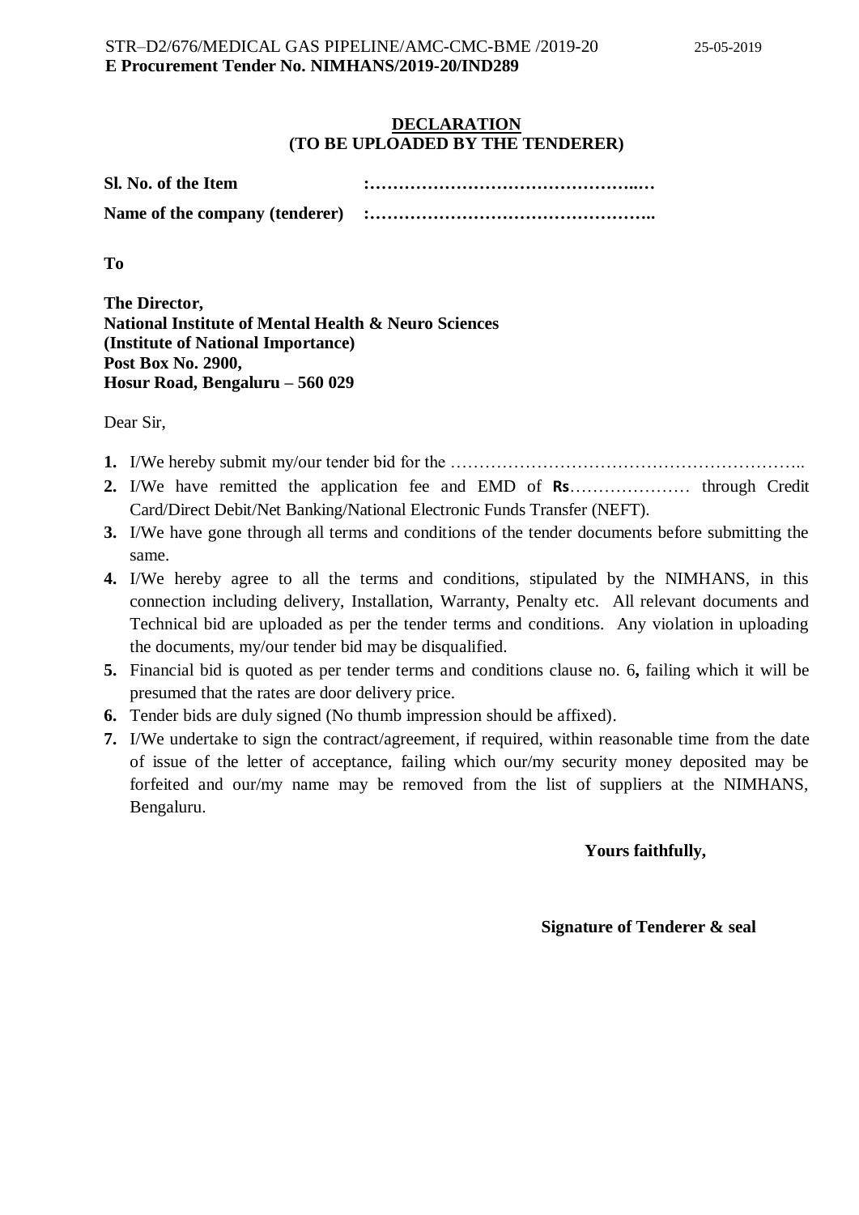STR–D2/676/MEDICAL GAS PIPELINE/AMC-CMC-BME /2019-20 25-05-2019
**E Procurement Tender No. NIMHANS/2019-20/IND289**

## DECLARATION
## (TO BE UPLOADED BY THE TENDERER)

**Sl. No. of the Item :…………………………………………..…**

**Name of the company (tenderer) :…………………………………………..**

**To**

**The Director,**
**National Institute of Mental Health & Neuro Sciences**
**(Institute of National Importance)**
**Post Box No. 2900,**
**Hosur Road, Bengaluru – 560 029**

Dear Sir,

1. I/We hereby submit my/our tender bid for the ……………………………………………………..
2. I/We have remitted the application fee and EMD of **Rs**………………… through Credit Card/Direct Debit/Net Banking/National Electronic Funds Transfer (NEFT).
3. I/We have gone through all terms and conditions of the tender documents before submitting the same.
4. I/We hereby agree to all the terms and conditions, stipulated by the NIMHANS, in this connection including delivery, Installation, Warranty, Penalty etc. All relevant documents and Technical bid are uploaded as per the tender terms and conditions. Any violation in uploading the documents, my/our tender bid may be disqualified.
5. Financial bid is quoted as per tender terms and conditions clause no. 6**,** failing which it will be presumed that the rates are door delivery price.
6. Tender bids are duly signed (No thumb impression should be affixed).
7. I/We undertake to sign the contract/agreement, if required, within reasonable time from the date of issue of the letter of acceptance, failing which our/my security money deposited may be forfeited and our/my name may be removed from the list of suppliers at the NIMHANS, Bengaluru.

**Yours faithfully,**

**Signature of Tenderer & seal**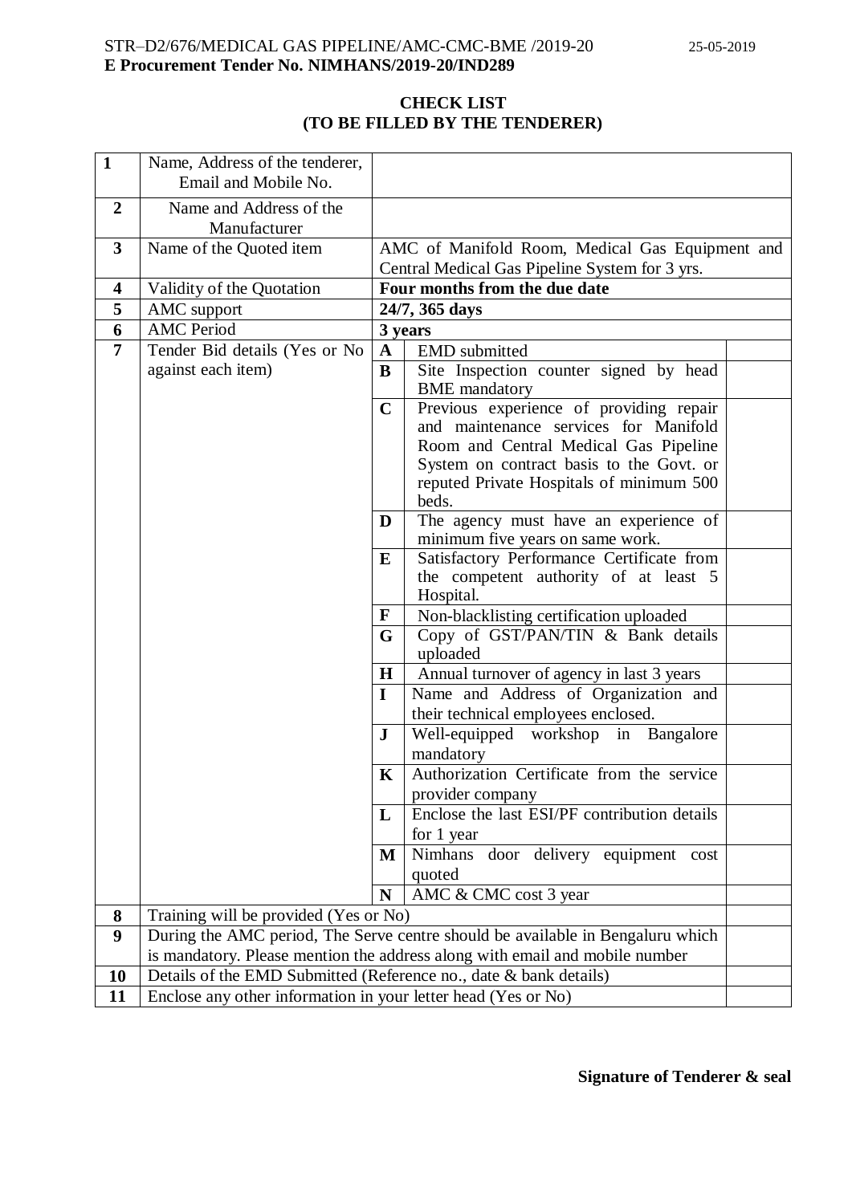STR–D2/676/MEDICAL GAS PIPELINE/AMC-CMC-BME /2019-20 25-05-2019

**E Procurement Tender No. NIMHANS/2019-20/IND289**

## CHECK LIST
## (TO BE FILLED BY THE TENDERER)

| | | | | |
|---|---|---|---|---|
| **1** | Name, Address of the tenderer, Email and Mobile No. | | | |
| **2** | Name and Address of the Manufacturer | | | |
| **3** | Name of the Quoted item | AMC of Manifold Room, Medical Gas Equipment and Central Medical Gas Pipeline System for 3 yrs. | | |
| **4** | Validity of the Quotation | **Four months from the due date** | | |
| **5** | AMC support | **24/7, 365 days** | | |
| **6** | AMC Period | **3 years** | | |
| **7** | Tender Bid details (Yes or No against each item) | **A** | EMD submitted | |
| | | **B** | Site Inspection counter signed by head BME mandatory | |
| | | **C** | Previous experience of providing repair and maintenance services for Manifold Room and Central Medical Gas Pipeline System on contract basis to the Govt. or reputed Private Hospitals of minimum 500 beds. | |
| | | **D** | The agency must have an experience of minimum five years on same work. | |
| | | **E** | Satisfactory Performance Certificate from the competent authority of at least 5 Hospital. | |
| | | **F** | Non-blacklisting certification uploaded | |
| | | **G** | Copy of GST/PAN/TIN & Bank details uploaded | |
| | | **H** | Annual turnover of agency in last 3 years | |
| | | **I** | Name and Address of Organization and their technical employees enclosed. | |
| | | **J** | Well-equipped workshop in Bangalore mandatory | |
| | | **K** | Authorization Certificate from the service provider company | |
| | | **L** | Enclose the last ESI/PF contribution details for 1 year | |
| | | **M** | Nimhans door delivery equipment cost quoted | |
| | | **N** | AMC & CMC cost 3 year | |
| **8** | Training will be provided (Yes or No) | | | |
| **9** | During the AMC period, The Serve centre should be available in Bengaluru which is mandatory. Please mention the address along with email and mobile number | | | |
| **10** | Details of the EMD Submitted (Reference no., date & bank details) | | | |
| **11** | Enclose any other information in your letter head (Yes or No) | | | |

**Signature of Tenderer & seal**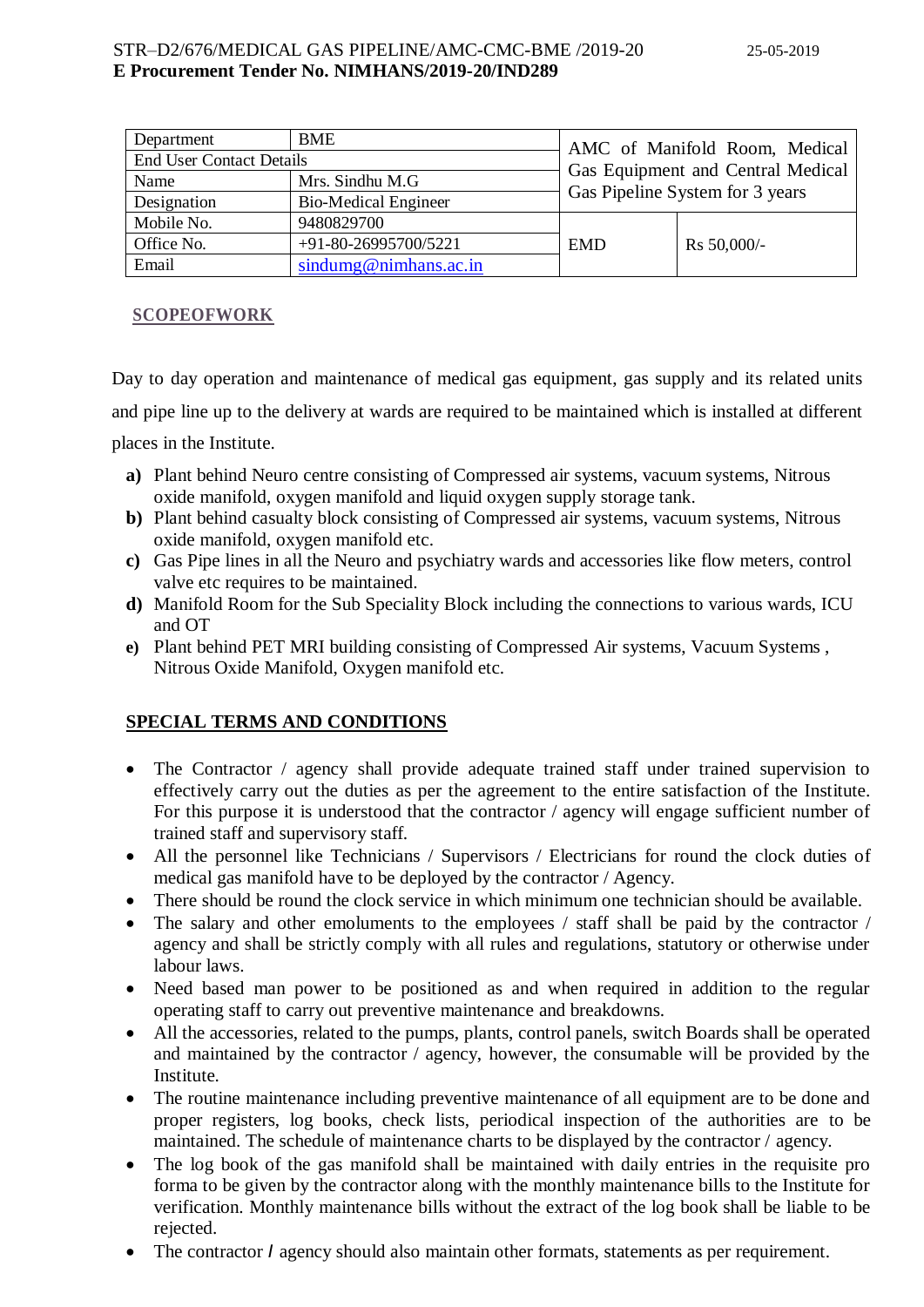STR–D2/676/MEDICAL GAS PIPELINE/AMC-CMC-BME /2019-20 25-05-2019
**E Procurement Tender No. NIMHANS/2019-20/IND289**

| Department | BME | AMC of Manifold Room, Medical Gas Equipment and Central Medical Gas Pipeline System for 3 years | |
|---|---|---|---|
| End User Contact Details | | | |
| Name | Mrs. Sindhu M.G | | |
| Designation | Bio-Medical Engineer | | |
| Mobile No. | 9480829700 | EMD | Rs 50,000/- |
| Office No. | +91-80-26995700/5221 | | |
| Email | sindumg@nimhans.ac.in | | |

## SCOPEOFWORK

Day to day operation and maintenance of medical gas equipment, gas supply and its related units and pipe line up to the delivery at wards are required to be maintained which is installed at different places in the Institute.

**a)** Plant behind Neuro centre consisting of Compressed air systems, vacuum systems, Nitrous oxide manifold, oxygen manifold and liquid oxygen supply storage tank.
**b)** Plant behind casualty block consisting of Compressed air systems, vacuum systems, Nitrous oxide manifold, oxygen manifold etc.
**c)** Gas Pipe lines in all the Neuro and psychiatry wards and accessories like flow meters, control valve etc requires to be maintained.
**d)** Manifold Room for the Sub Speciality Block including the connections to various wards, ICU and OT
**e)** Plant behind PET MRI building consisting of Compressed Air systems, Vacuum Systems , Nitrous Oxide Manifold, Oxygen manifold etc.

## SPECIAL TERMS AND CONDITIONS

- The Contractor / agency shall provide adequate trained staff under trained supervision to effectively carry out the duties as per the agreement to the entire satisfaction of the Institute. For this purpose it is understood that the contractor / agency will engage sufficient number of trained staff and supervisory staff.
- All the personnel like Technicians / Supervisors / Electricians for round the clock duties of medical gas manifold have to be deployed by the contractor / Agency.
- There should be round the clock service in which minimum one technician should be available.
- The salary and other emoluments to the employees / staff shall be paid by the contractor / agency and shall be strictly comply with all rules and regulations, statutory or otherwise under labour laws.
- Need based man power to be positioned as and when required in addition to the regular operating staff to carry out preventive maintenance and breakdowns.
- All the accessories, related to the pumps, plants, control panels, switch Boards shall be operated and maintained by the contractor / agency, however, the consumable will be provided by the Institute.
- The routine maintenance including preventive maintenance of all equipment are to be done and proper registers, log books, check lists, periodical inspection of the authorities are to be maintained. The schedule of maintenance charts to be displayed by the contractor / agency.
- The log book of the gas manifold shall be maintained with daily entries in the requisite pro forma to be given by the contractor along with the monthly maintenance bills to the Institute for verification. Monthly maintenance bills without the extract of the log book shall be liable to be rejected.
- The contractor **/** agency should also maintain other formats, statements as per requirement.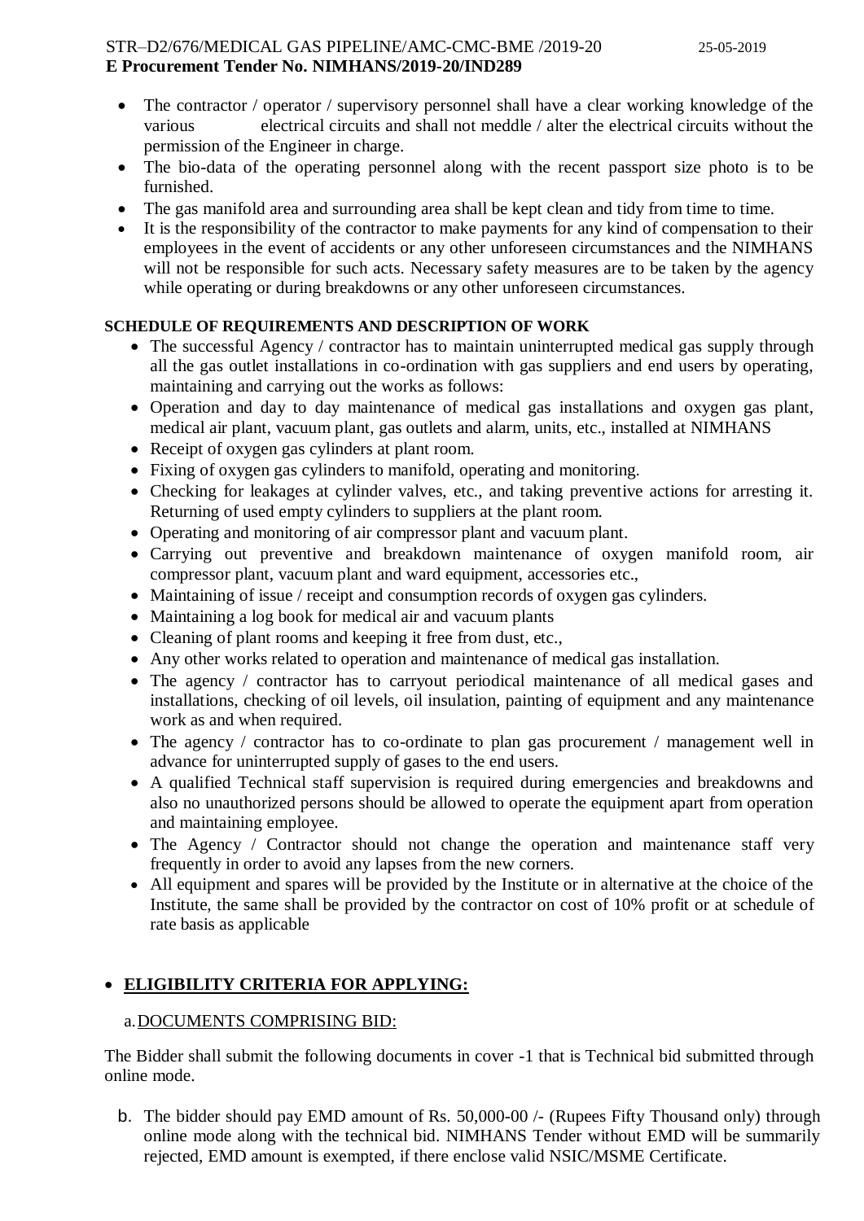- The contractor / operator / supervisory personnel shall have a clear working knowledge of the various electrical circuits and shall not meddle / alter the electrical circuits without the permission of the Engineer in charge.
- The bio-data of the operating personnel along with the recent passport size photo is to be furnished.
- The gas manifold area and surrounding area shall be kept clean and tidy from time to time.
- It is the responsibility of the contractor to make payments for any kind of compensation to their employees in the event of accidents or any other unforeseen circumstances and the NIMHANS will not be responsible for such acts. Necessary safety measures are to be taken by the agency while operating or during breakdowns or any other unforeseen circumstances.

**SCHEDULE OF REQUIREMENTS AND DESCRIPTION OF WORK**

- The successful Agency / contractor has to maintain uninterrupted medical gas supply through all the gas outlet installations in co-ordination with gas suppliers and end users by operating, maintaining and carrying out the works as follows:
- Operation and day to day maintenance of medical gas installations and oxygen gas plant, medical air plant, vacuum plant, gas outlets and alarm, units, etc., installed at NIMHANS
- Receipt of oxygen gas cylinders at plant room.
- Fixing of oxygen gas cylinders to manifold, operating and monitoring.
- Checking for leakages at cylinder valves, etc., and taking preventive actions for arresting it. Returning of used empty cylinders to suppliers at the plant room.
- Operating and monitoring of air compressor plant and vacuum plant.
- Carrying out preventive and breakdown maintenance of oxygen manifold room, air compressor plant, vacuum plant and ward equipment, accessories etc.,
- Maintaining of issue / receipt and consumption records of oxygen gas cylinders.
- Maintaining a log book for medical air and vacuum plants
- Cleaning of plant rooms and keeping it free from dust, etc.,
- Any other works related to operation and maintenance of medical gas installation.
- The agency / contractor has to carryout periodical maintenance of all medical gases and installations, checking of oil levels, oil insulation, painting of equipment and any maintenance work as and when required.
- The agency / contractor has to co-ordinate to plan gas procurement / management well in advance for uninterrupted supply of gases to the end users.
- A qualified Technical staff supervision is required during emergencies and breakdowns and also no unauthorized persons should be allowed to operate the equipment apart from operation and maintaining employee.
- The Agency / Contractor should not change the operation and maintenance staff very frequently in order to avoid any lapses from the new corners.
- All equipment and spares will be provided by the Institute or in alternative at the choice of the Institute, the same shall be provided by the contractor on cost of 10% profit or at schedule of rate basis as applicable

- **ELIGIBILITY CRITERIA FOR APPLYING:**

a. DOCUMENTS COMPRISING BID:

The Bidder shall submit the following documents in cover -1 that is Technical bid submitted through online mode.

b. The bidder should pay EMD amount of Rs. 50,000-00 /- (Rupees Fifty Thousand only) through online mode along with the technical bid. NIMHANS Tender without EMD will be summarily rejected, EMD amount is exempted, if there enclose valid NSIC/MSME Certificate.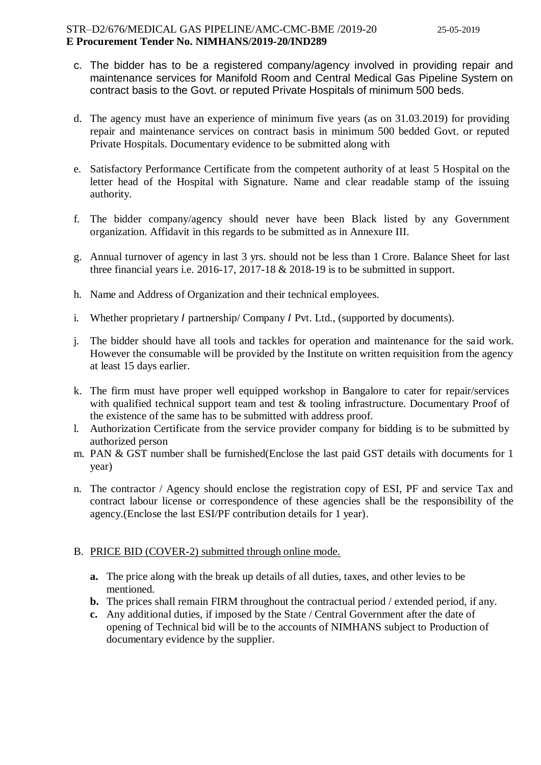c. The bidder has to be a registered company/agency involved in providing repair and maintenance services for Manifold Room and Central Medical Gas Pipeline System on contract basis to the Govt. or reputed Private Hospitals of minimum 500 beds.

d. The agency must have an experience of minimum five years (as on 31.03.2019) for providing repair and maintenance services on contract basis in minimum 500 bedded Govt. or reputed Private Hospitals. Documentary evidence to be submitted along with

e. Satisfactory Performance Certificate from the competent authority of at least 5 Hospital on the letter head of the Hospital with Signature. Name and clear readable stamp of the issuing authority.

f. The bidder company/agency should never have been Black listed by any Government organization. Affidavit in this regards to be submitted as in Annexure III.

g. Annual turnover of agency in last 3 yrs. should not be less than 1 Crore. Balance Sheet for last three financial years i.e. 2016-17, 2017-18 & 2018-19 is to be submitted in support.

h. Name and Address of Organization and their technical employees.

i. Whether proprietary / partnership/ Company / Pvt. Ltd., (supported by documents).

j. The bidder should have all tools and tackles for operation and maintenance for the said work. However the consumable will be provided by the Institute on written requisition from the agency at least 15 days earlier.

k. The firm must have proper well equipped workshop in Bangalore to cater for repair/services with qualified technical support team and test & tooling infrastructure. Documentary Proof of the existence of the same has to be submitted with address proof.

l. Authorization Certificate from the service provider company for bidding is to be submitted by authorized person

m. PAN & GST number shall be furnished(Enclose the last paid GST details with documents for 1 year)

n. The contractor / Agency should enclose the registration copy of ESI, PF and service Tax and contract labour license or correspondence of these agencies shall be the responsibility of the agency.(Enclose the last ESI/PF contribution details for 1 year).

B. PRICE BID (COVER-2) submitted through online mode.

**a.** The price along with the break up details of all duties, taxes, and other levies to be mentioned.

**b.** The prices shall remain FIRM throughout the contractual period / extended period, if any.

**c.** Any additional duties, if imposed by the State / Central Government after the date of opening of Technical bid will be to the accounts of NIMHANS subject to Production of documentary evidence by the supplier.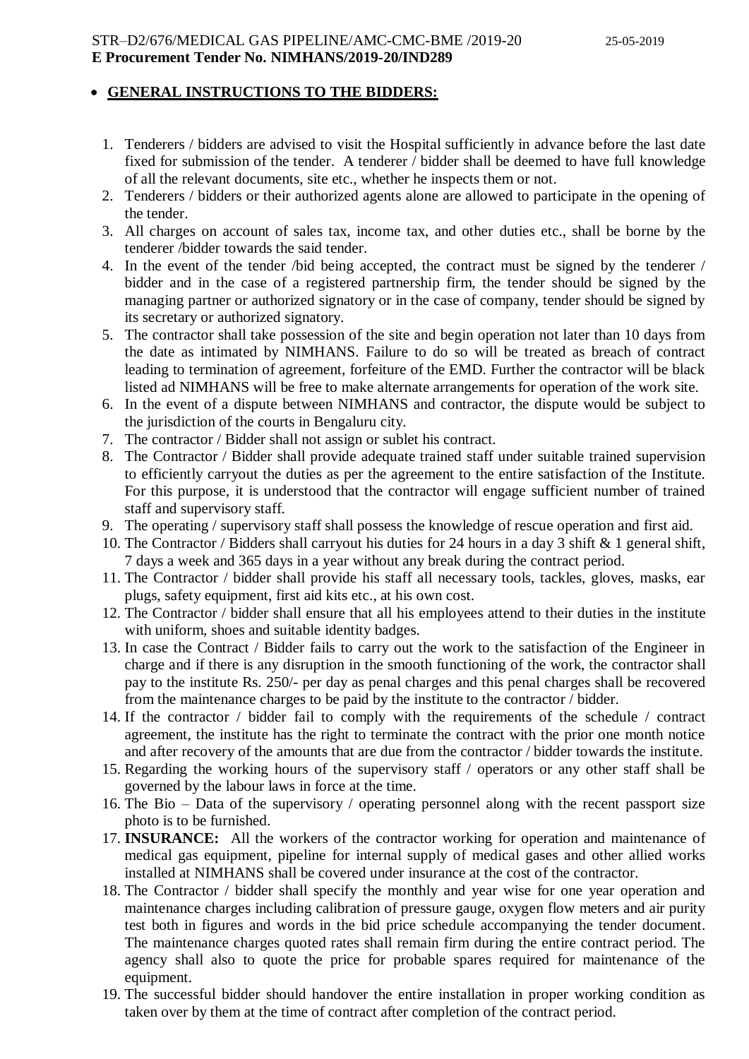- **GENERAL INSTRUCTIONS TO THE BIDDERS:**

1. Tenderers / bidders are advised to visit the Hospital sufficiently in advance before the last date fixed for submission of the tender. A tenderer / bidder shall be deemed to have full knowledge of all the relevant documents, site etc., whether he inspects them or not.
2. Tenderers / bidders or their authorized agents alone are allowed to participate in the opening of the tender.
3. All charges on account of sales tax, income tax, and other duties etc., shall be borne by the tenderer /bidder towards the said tender.
4. In the event of the tender /bid being accepted, the contract must be signed by the tenderer / bidder and in the case of a registered partnership firm, the tender should be signed by the managing partner or authorized signatory or in the case of company, tender should be signed by its secretary or authorized signatory.
5. The contractor shall take possession of the site and begin operation not later than 10 days from the date as intimated by NIMHANS. Failure to do so will be treated as breach of contract leading to termination of agreement, forfeiture of the EMD. Further the contractor will be black listed ad NIMHANS will be free to make alternate arrangements for operation of the work site.
6. In the event of a dispute between NIMHANS and contractor, the dispute would be subject to the jurisdiction of the courts in Bengaluru city.
7. The contractor / Bidder shall not assign or sublet his contract.
8. The Contractor / Bidder shall provide adequate trained staff under suitable trained supervision to efficiently carryout the duties as per the agreement to the entire satisfaction of the Institute. For this purpose, it is understood that the contractor will engage sufficient number of trained staff and supervisory staff.
9. The operating / supervisory staff shall possess the knowledge of rescue operation and first aid.
10. The Contractor / Bidders shall carryout his duties for 24 hours in a day 3 shift & 1 general shift, 7 days a week and 365 days in a year without any break during the contract period.
11. The Contractor / bidder shall provide his staff all necessary tools, tackles, gloves, masks, ear plugs, safety equipment, first aid kits etc., at his own cost.
12. The Contractor / bidder shall ensure that all his employees attend to their duties in the institute with uniform, shoes and suitable identity badges.
13. In case the Contract / Bidder fails to carry out the work to the satisfaction of the Engineer in charge and if there is any disruption in the smooth functioning of the work, the contractor shall pay to the institute Rs. 250/- per day as penal charges and this penal charges shall be recovered from the maintenance charges to be paid by the institute to the contractor / bidder.
14. If the contractor / bidder fail to comply with the requirements of the schedule / contract agreement, the institute has the right to terminate the contract with the prior one month notice and after recovery of the amounts that are due from the contractor / bidder towards the institute.
15. Regarding the working hours of the supervisory staff / operators or any other staff shall be governed by the labour laws in force at the time.
16. The Bio – Data of the supervisory / operating personnel along with the recent passport size photo is to be furnished.
17. **INSURANCE:** All the workers of the contractor working for operation and maintenance of medical gas equipment, pipeline for internal supply of medical gases and other allied works installed at NIMHANS shall be covered under insurance at the cost of the contractor.
18. The Contractor / bidder shall specify the monthly and year wise for one year operation and maintenance charges including calibration of pressure gauge, oxygen flow meters and air purity test both in figures and words in the bid price schedule accompanying the tender document. The maintenance charges quoted rates shall remain firm during the entire contract period. The agency shall also to quote the price for probable spares required for maintenance of the equipment.
19. The successful bidder should handover the entire installation in proper working condition as taken over by them at the time of contract after completion of the contract period.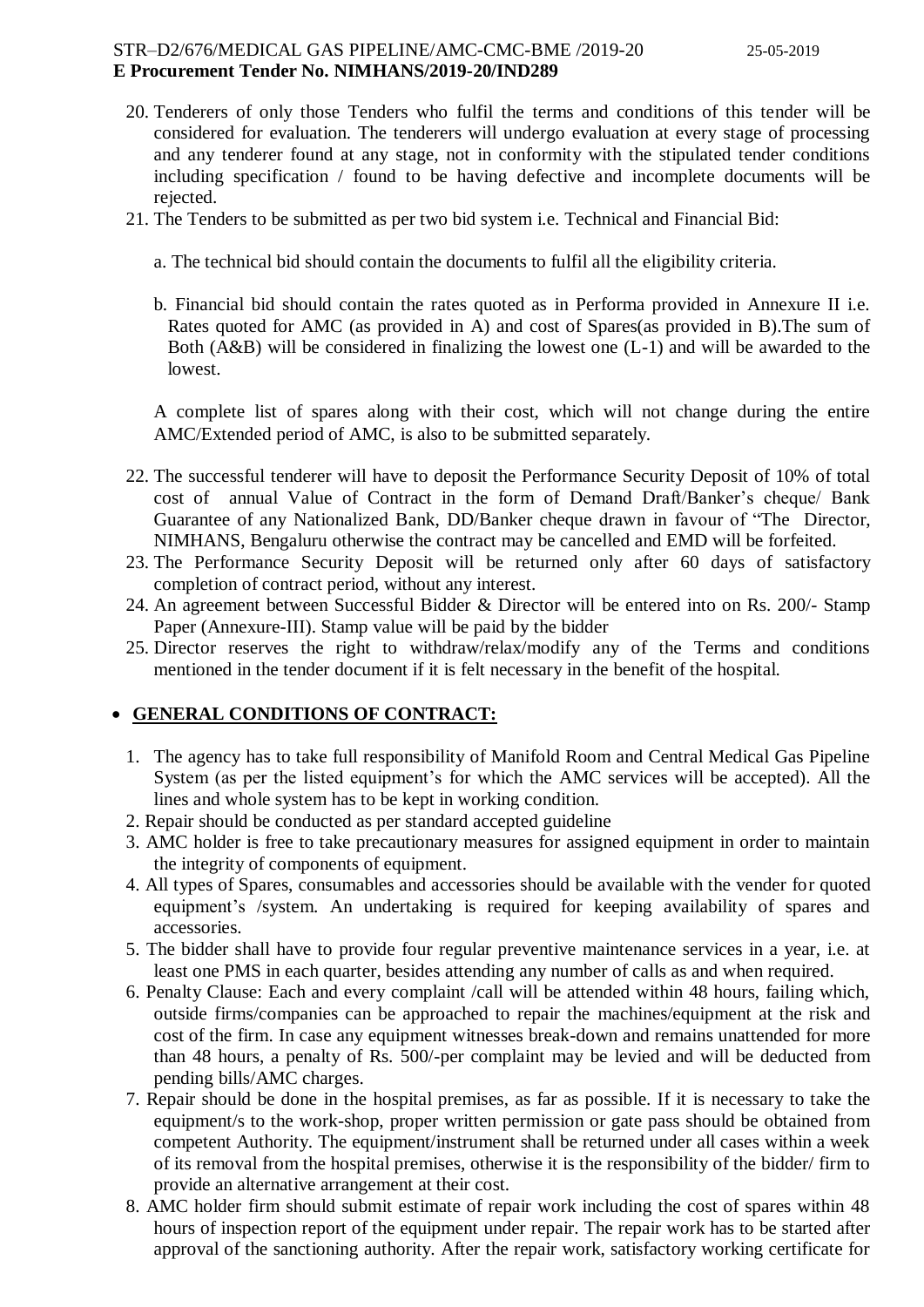20. Tenderers of only those Tenders who fulfil the terms and conditions of this tender will be considered for evaluation. The tenderers will undergo evaluation at every stage of processing and any tenderer found at any stage, not in conformity with the stipulated tender conditions including specification / found to be having defective and incomplete documents will be rejected.
21. The Tenders to be submitted as per two bid system i.e. Technical and Financial Bid:

    a. The technical bid should contain the documents to fulfil all the eligibility criteria.

    b. Financial bid should contain the rates quoted as in Performa provided in Annexure II i.e. Rates quoted for AMC (as provided in A) and cost of Spares(as provided in B).The sum of Both (A&B) will be considered in finalizing the lowest one (L-1) and will be awarded to the lowest.

    A complete list of spares along with their cost, which will not change during the entire AMC/Extended period of AMC, is also to be submitted separately.

22. The successful tenderer will have to deposit the Performance Security Deposit of 10% of total cost of annual Value of Contract in the form of Demand Draft/Banker's cheque/ Bank Guarantee of any Nationalized Bank, DD/Banker cheque drawn in favour of "The Director, NIMHANS, Bengaluru otherwise the contract may be cancelled and EMD will be forfeited.
23. The Performance Security Deposit will be returned only after 60 days of satisfactory completion of contract period, without any interest.
24. An agreement between Successful Bidder & Director will be entered into on Rs. 200/- Stamp Paper (Annexure-III). Stamp value will be paid by the bidder
25. Director reserves the right to withdraw/relax/modify any of the Terms and conditions mentioned in the tender document if it is felt necessary in the benefit of the hospital.

- **GENERAL CONDITIONS OF CONTRACT:**

1. The agency has to take full responsibility of Manifold Room and Central Medical Gas Pipeline System (as per the listed equipment's for which the AMC services will be accepted). All the lines and whole system has to be kept in working condition.
2. Repair should be conducted as per standard accepted guideline
3. AMC holder is free to take precautionary measures for assigned equipment in order to maintain the integrity of components of equipment.
4. All types of Spares, consumables and accessories should be available with the vender for quoted equipment's /system. An undertaking is required for keeping availability of spares and accessories.
5. The bidder shall have to provide four regular preventive maintenance services in a year, i.e. at least one PMS in each quarter, besides attending any number of calls as and when required.
6. Penalty Clause: Each and every complaint /call will be attended within 48 hours, failing which, outside firms/companies can be approached to repair the machines/equipment at the risk and cost of the firm. In case any equipment witnesses break-down and remains unattended for more than 48 hours, a penalty of Rs. 500/-per complaint may be levied and will be deducted from pending bills/AMC charges.
7. Repair should be done in the hospital premises, as far as possible. If it is necessary to take the equipment/s to the work-shop, proper written permission or gate pass should be obtained from competent Authority. The equipment/instrument shall be returned under all cases within a week of its removal from the hospital premises, otherwise it is the responsibility of the bidder/ firm to provide an alternative arrangement at their cost.
8. AMC holder firm should submit estimate of repair work including the cost of spares within 48 hours of inspection report of the equipment under repair. The repair work has to be started after approval of the sanctioning authority. After the repair work, satisfactory working certificate for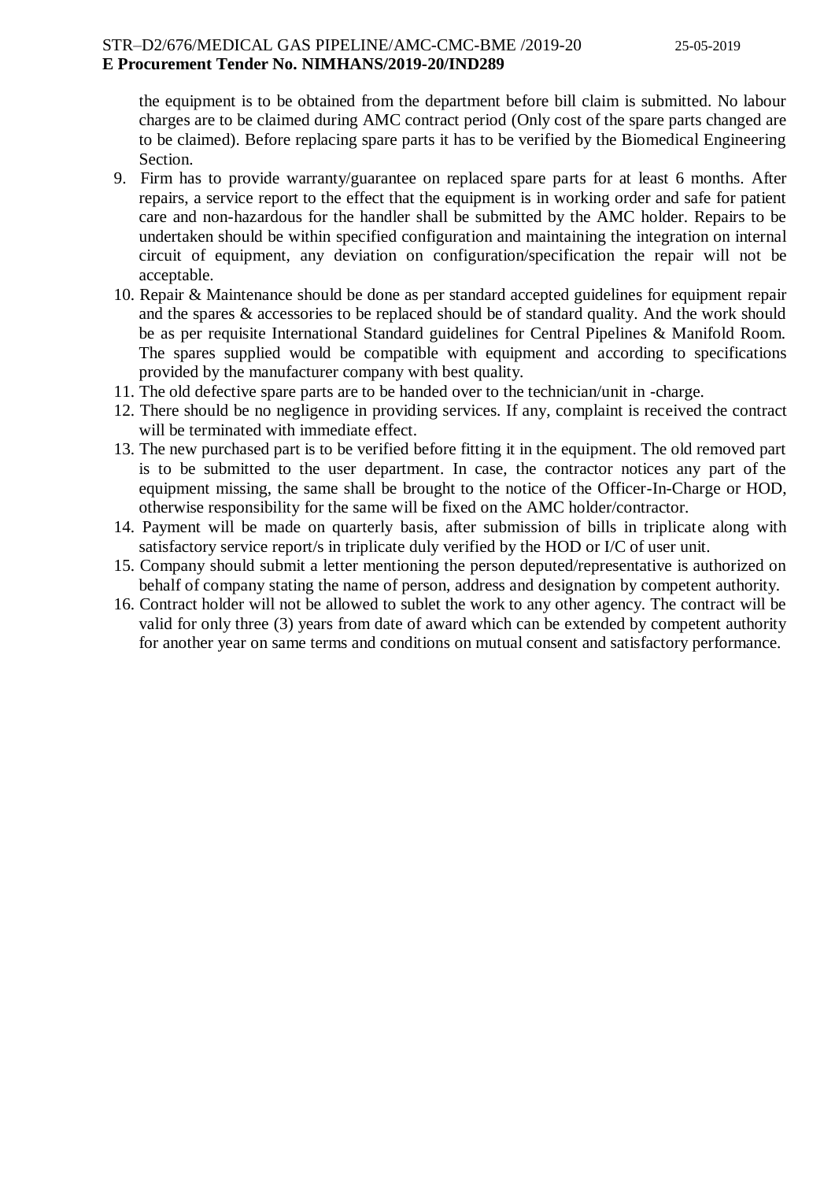the equipment is to be obtained from the department before bill claim is submitted. No labour charges are to be claimed during AMC contract period (Only cost of the spare parts changed are to be claimed). Before replacing spare parts it has to be verified by the Biomedical Engineering Section.

9. Firm has to provide warranty/guarantee on replaced spare parts for at least 6 months. After repairs, a service report to the effect that the equipment is in working order and safe for patient care and non-hazardous for the handler shall be submitted by the AMC holder. Repairs to be undertaken should be within specified configuration and maintaining the integration on internal circuit of equipment, any deviation on configuration/specification the repair will not be acceptable.
10. Repair & Maintenance should be done as per standard accepted guidelines for equipment repair and the spares & accessories to be replaced should be of standard quality. And the work should be as per requisite International Standard guidelines for Central Pipelines & Manifold Room. The spares supplied would be compatible with equipment and according to specifications provided by the manufacturer company with best quality.
11. The old defective spare parts are to be handed over to the technician/unit in -charge.
12. There should be no negligence in providing services. If any, complaint is received the contract will be terminated with immediate effect.
13. The new purchased part is to be verified before fitting it in the equipment. The old removed part is to be submitted to the user department. In case, the contractor notices any part of the equipment missing, the same shall be brought to the notice of the Officer-In-Charge or HOD, otherwise responsibility for the same will be fixed on the AMC holder/contractor.
14. Payment will be made on quarterly basis, after submission of bills in triplicate along with satisfactory service report/s in triplicate duly verified by the HOD or I/C of user unit.
15. Company should submit a letter mentioning the person deputed/representative is authorized on behalf of company stating the name of person, address and designation by competent authority.
16. Contract holder will not be allowed to sublet the work to any other agency. The contract will be valid for only three (3) years from date of award which can be extended by competent authority for another year on same terms and conditions on mutual consent and satisfactory performance.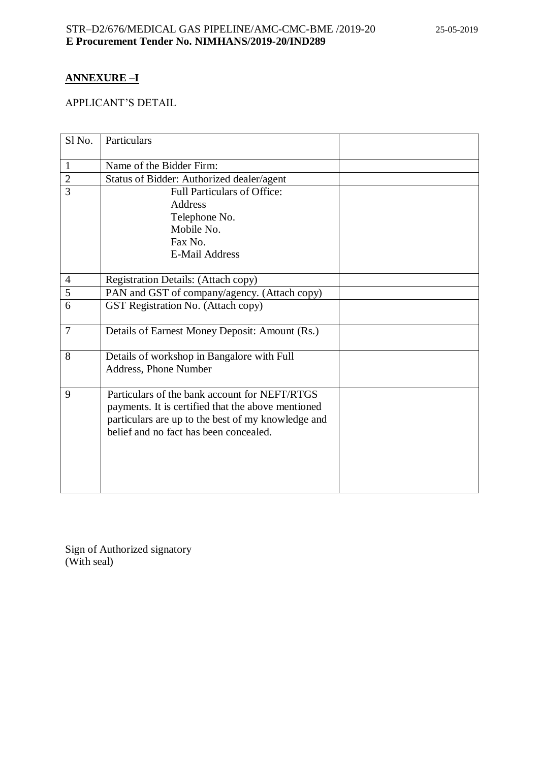## ANNEXURE –I

APPLICANT'S DETAIL

| Sl No. | Particulars | |
|---|---|---|
| 1 | Name of the Bidder Firm: | |
| 2 | Status of Bidder: Authorized dealer/agent | |
| 3 | Full Particulars of Office:<br>Address<br>Telephone No.<br>Mobile No.<br>Fax No.<br>E-Mail Address | |
| 4 | Registration Details: (Attach copy) | |
| 5 | PAN and GST of company/agency. (Attach copy) | |
| 6 | GST Registration No. (Attach copy) | |
| 7 | Details of Earnest Money Deposit: Amount (Rs.) | |
| 8 | Details of workshop in Bangalore with Full Address, Phone Number | |
| 9 | Particulars of the bank account for NEFT/RTGS payments. It is certified that the above mentioned particulars are up to the best of my knowledge and belief and no fact has been concealed. | |

Sign of Authorized signatory
(With seal)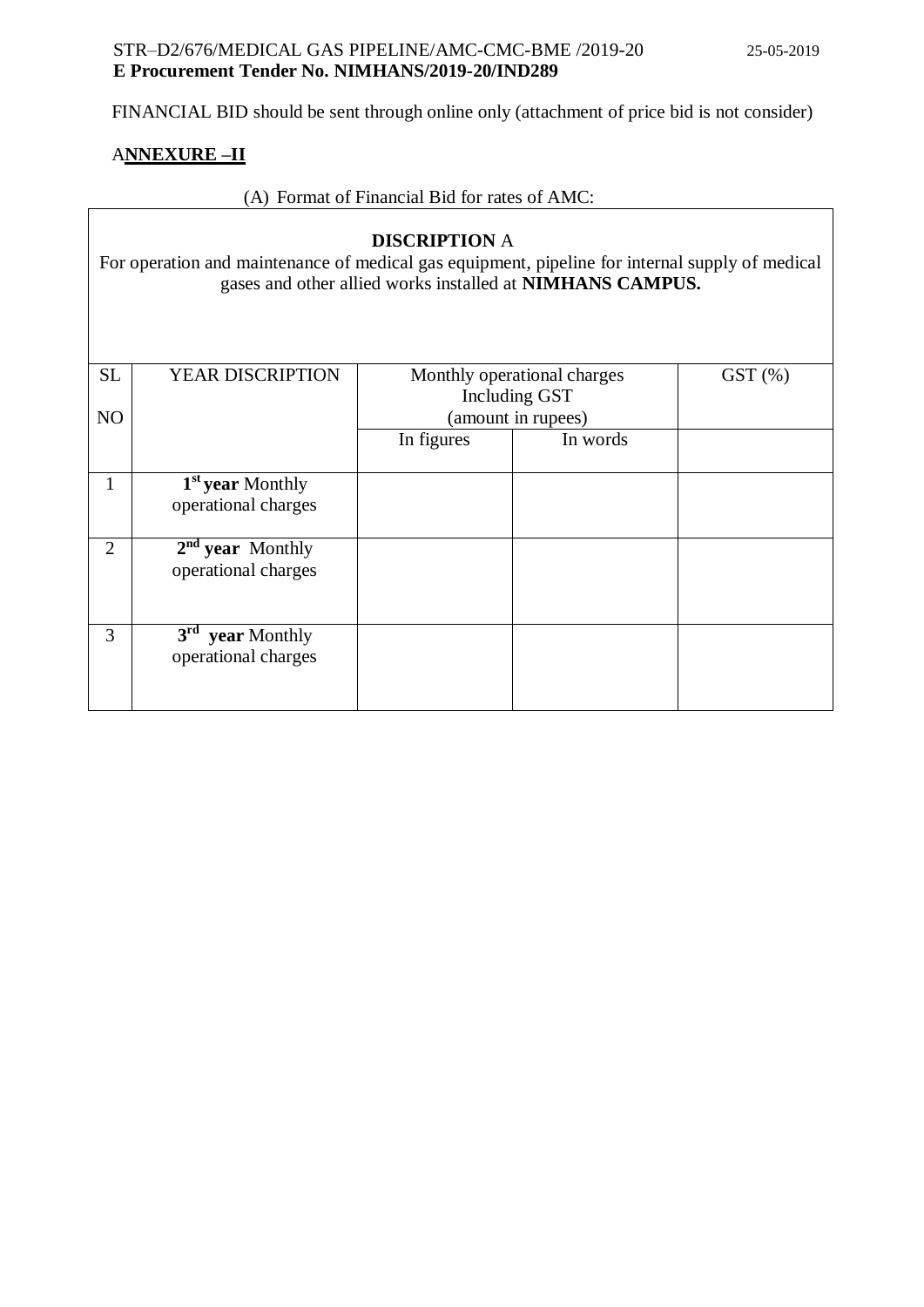STR–D2/676/MEDICAL GAS PIPELINE/AMC-CMC-BME /2019-20 25-05-2019
**E Procurement Tender No. NIMHANS/2019-20/IND289**

FINANCIAL BID should be sent through online only (attachment of price bid is not consider)

## A**NNEXURE –II**

(A) Format of Financial Bid for rates of AMC:

**DISCRIPTION** A
For operation and maintenance of medical gas equipment, pipeline for internal supply of medical gases and other allied works installed at **NIMHANS CAMPUS.**

| SL NO | YEAR DISCRIPTION | Monthly operational charges Including GST (amount in rupees) | | GST (%) |
|---|---|---|---|---|
| | | In figures | In words | |
| 1 | **1st year** Monthly operational charges | | | |
| 2 | **2nd year** Monthly operational charges | | | |
| 3 | **3rd year** Monthly operational charges | | | |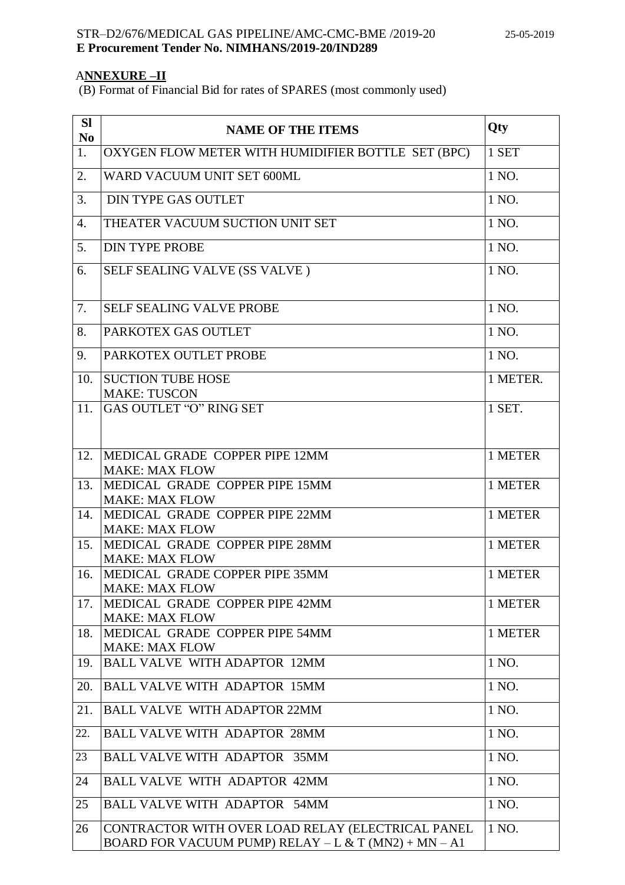STR–D2/676/MEDICAL GAS PIPELINE/AMC-CMC-BME /2019-20 25-05-2019

**E Procurement Tender No. NIMHANS/2019-20/IND289**

## A**NNEXURE –II**

(B) Format of Financial Bid for rates of SPARES (most commonly used)

| Sl No | NAME OF THE ITEMS | Qty |
|---|---|---|
| 1. | OXYGEN FLOW METER WITH HUMIDIFIER BOTTLE SET (BPC) | 1 SET |
| 2. | WARD VACUUM UNIT SET 600ML | 1 NO. |
| 3. | DIN TYPE GAS OUTLET | 1 NO. |
| 4. | THEATER VACUUM SUCTION UNIT SET | 1 NO. |
| 5. | DIN TYPE PROBE | 1 NO. |
| 6. | SELF SEALING VALVE (SS VALVE ) | 1 NO. |
| 7. | SELF SEALING VALVE PROBE | 1 NO. |
| 8. | PARKOTEX GAS OUTLET | 1 NO. |
| 9. | PARKOTEX OUTLET PROBE | 1 NO. |
| 10. | SUCTION TUBE HOSE<br>MAKE: TUSCON | 1 METER. |
| 11. | GAS OUTLET "O" RING SET | 1 SET. |
| 12. | MEDICAL GRADE COPPER PIPE 12MM<br>MAKE: MAX FLOW | 1 METER |
| 13. | MEDICAL GRADE COPPER PIPE 15MM<br>MAKE: MAX FLOW | 1 METER |
| 14. | MEDICAL GRADE COPPER PIPE 22MM<br>MAKE: MAX FLOW | 1 METER |
| 15. | MEDICAL GRADE COPPER PIPE 28MM<br>MAKE: MAX FLOW | 1 METER |
| 16. | MEDICAL GRADE COPPER PIPE 35MM<br>MAKE: MAX FLOW | 1 METER |
| 17. | MEDICAL GRADE COPPER PIPE 42MM<br>MAKE: MAX FLOW | 1 METER |
| 18. | MEDICAL GRADE COPPER PIPE 54MM<br>MAKE: MAX FLOW | 1 METER |
| 19. | BALL VALVE WITH ADAPTOR 12MM | 1 NO. |
| 20. | BALL VALVE WITH ADAPTOR 15MM | 1 NO. |
| 21. | BALL VALVE WITH ADAPTOR 22MM | 1 NO. |
| 22. | BALL VALVE WITH ADAPTOR 28MM | 1 NO. |
| 23 | BALL VALVE WITH ADAPTOR 35MM | 1 NO. |
| 24 | BALL VALVE WITH ADAPTOR 42MM | 1 NO. |
| 25 | BALL VALVE WITH ADAPTOR 54MM | 1 NO. |
| 26 | CONTRACTOR WITH OVER LOAD RELAY (ELECTRICAL PANEL BOARD FOR VACUUM PUMP) RELAY – L & T (MN2) + MN – A1 | 1 NO. |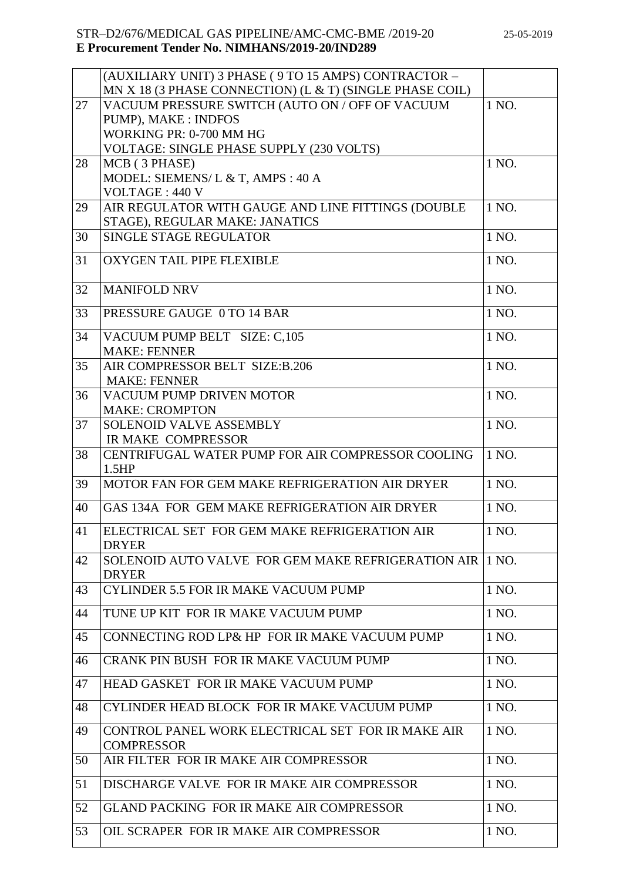| | | |
|---|---|---|
| | (AUXILIARY UNIT) 3 PHASE ( 9 TO 15 AMPS) CONTRACTOR – MN X 18 (3 PHASE CONNECTION) (L & T) (SINGLE PHASE COIL) | |
| 27 | VACUUM PRESSURE SWITCH (AUTO ON / OFF OF VACUUM PUMP), MAKE : INDFOS<br>WORKING PR: 0-700 MM HG<br>VOLTAGE: SINGLE PHASE SUPPLY (230 VOLTS) | 1 NO. |
| 28 | MCB ( 3 PHASE)<br>MODEL: SIEMENS/ L & T, AMPS : 40 A<br>VOLTAGE : 440 V | 1 NO. |
| 29 | AIR REGULATOR WITH GAUGE AND LINE FITTINGS (DOUBLE STAGE), REGULAR MAKE: JANATICS | 1 NO. |
| 30 | SINGLE STAGE REGULATOR | 1 NO. |
| 31 | OXYGEN TAIL PIPE FLEXIBLE | 1 NO. |
| 32 | MANIFOLD NRV | 1 NO. |
| 33 | PRESSURE GAUGE 0 TO 14 BAR | 1 NO. |
| 34 | VACUUM PUMP BELT SIZE: C,105<br>MAKE: FENNER | 1 NO. |
| 35 | AIR COMPRESSOR BELT SIZE:B.206<br>MAKE: FENNER | 1 NO. |
| 36 | VACUUM PUMP DRIVEN MOTOR<br>MAKE: CROMPTON | 1 NO. |
| 37 | SOLENOID VALVE ASSEMBLY<br>IR MAKE COMPRESSOR | 1 NO. |
| 38 | CENTRIFUGAL WATER PUMP FOR AIR COMPRESSOR COOLING 1.5HP | 1 NO. |
| 39 | MOTOR FAN FOR GEM MAKE REFRIGERATION AIR DRYER | 1 NO. |
| 40 | GAS 134A FOR GEM MAKE REFRIGERATION AIR DRYER | 1 NO. |
| 41 | ELECTRICAL SET FOR GEM MAKE REFRIGERATION AIR DRYER | 1 NO. |
| 42 | SOLENOID AUTO VALVE FOR GEM MAKE REFRIGERATION AIR DRYER | 1 NO. |
| 43 | CYLINDER 5.5 FOR IR MAKE VACUUM PUMP | 1 NO. |
| 44 | TUNE UP KIT FOR IR MAKE VACUUM PUMP | 1 NO. |
| 45 | CONNECTING ROD LP& HP FOR IR MAKE VACUUM PUMP | 1 NO. |
| 46 | CRANK PIN BUSH FOR IR MAKE VACUUM PUMP | 1 NO. |
| 47 | HEAD GASKET FOR IR MAKE VACUUM PUMP | 1 NO. |
| 48 | CYLINDER HEAD BLOCK FOR IR MAKE VACUUM PUMP | 1 NO. |
| 49 | CONTROL PANEL WORK ELECTRICAL SET FOR IR MAKE AIR COMPRESSOR | 1 NO. |
| 50 | AIR FILTER FOR IR MAKE AIR COMPRESSOR | 1 NO. |
| 51 | DISCHARGE VALVE FOR IR MAKE AIR COMPRESSOR | 1 NO. |
| 52 | GLAND PACKING FOR IR MAKE AIR COMPRESSOR | 1 NO. |
| 53 | OIL SCRAPER FOR IR MAKE AIR COMPRESSOR | 1 NO. |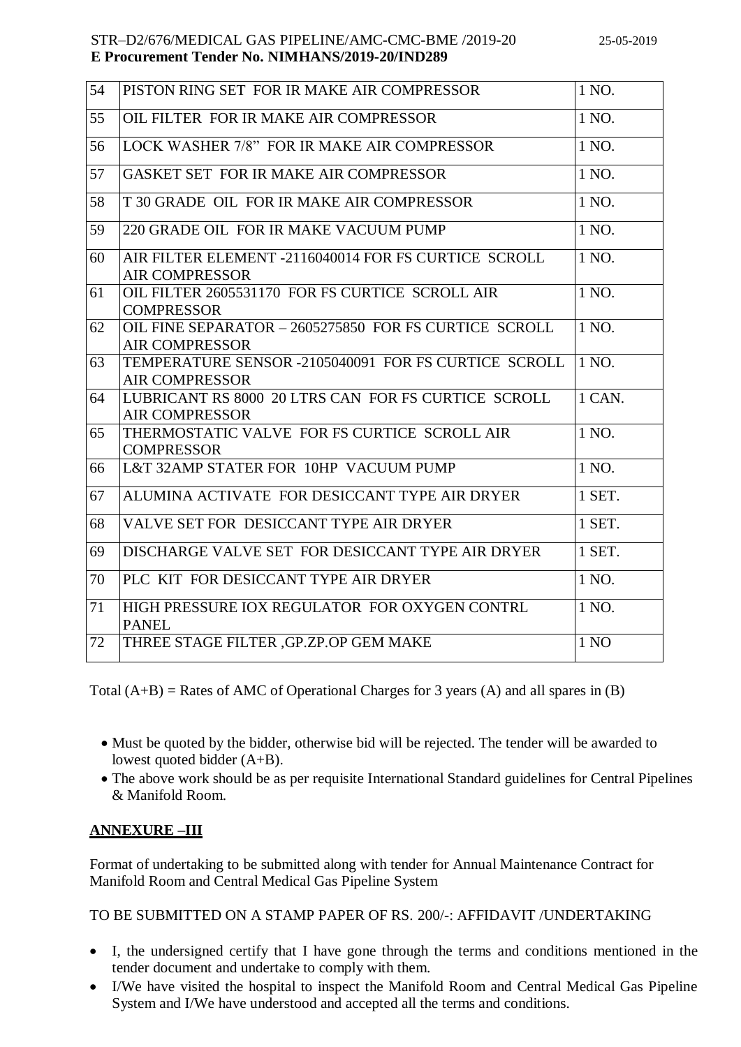| 54 | PISTON RING SET FOR IR MAKE AIR COMPRESSOR | 1 NO. |
|---|---|---|
| 55 | OIL FILTER FOR IR MAKE AIR COMPRESSOR | 1 NO. |
| 56 | LOCK WASHER 7/8" FOR IR MAKE AIR COMPRESSOR | 1 NO. |
| 57 | GASKET SET FOR IR MAKE AIR COMPRESSOR | 1 NO. |
| 58 | T 30 GRADE OIL FOR IR MAKE AIR COMPRESSOR | 1 NO. |
| 59 | 220 GRADE OIL FOR IR MAKE VACUUM PUMP | 1 NO. |
| 60 | AIR FILTER ELEMENT -2116040014 FOR FS CURTICE SCROLL AIR COMPRESSOR | 1 NO. |
| 61 | OIL FILTER 2605531170 FOR FS CURTICE SCROLL AIR COMPRESSOR | 1 NO. |
| 62 | OIL FINE SEPARATOR – 2605275850 FOR FS CURTICE SCROLL AIR COMPRESSOR | 1 NO. |
| 63 | TEMPERATURE SENSOR -2105040091 FOR FS CURTICE SCROLL AIR COMPRESSOR | 1 NO. |
| 64 | LUBRICANT RS 8000 20 LTRS CAN FOR FS CURTICE SCROLL AIR COMPRESSOR | 1 CAN. |
| 65 | THERMOSTATIC VALVE FOR FS CURTICE SCROLL AIR COMPRESSOR | 1 NO. |
| 66 | L&T 32AMP STATER FOR 10HP VACUUM PUMP | 1 NO. |
| 67 | ALUMINA ACTIVATE FOR DESICCANT TYPE AIR DRYER | 1 SET. |
| 68 | VALVE SET FOR DESICCANT TYPE AIR DRYER | 1 SET. |
| 69 | DISCHARGE VALVE SET FOR DESICCANT TYPE AIR DRYER | 1 SET. |
| 70 | PLC KIT FOR DESICCANT TYPE AIR DRYER | 1 NO. |
| 71 | HIGH PRESSURE IOX REGULATOR FOR OXYGEN CONTRL PANEL | 1 NO. |
| 72 | THREE STAGE FILTER ,GP.ZP.OP GEM MAKE | 1 NO |

Total (A+B) = Rates of AMC of Operational Charges for 3 years (A) and all spares in (B)

- Must be quoted by the bidder, otherwise bid will be rejected. The tender will be awarded to lowest quoted bidder (A+B).
- The above work should be as per requisite International Standard guidelines for Central Pipelines & Manifold Room.

## ANNEXURE –III

Format of undertaking to be submitted along with tender for Annual Maintenance Contract for Manifold Room and Central Medical Gas Pipeline System

TO BE SUBMITTED ON A STAMP PAPER OF RS. 200/-: AFFIDAVIT /UNDERTAKING

- I, the undersigned certify that I have gone through the terms and conditions mentioned in the tender document and undertake to comply with them.
- I/We have visited the hospital to inspect the Manifold Room and Central Medical Gas Pipeline System and I/We have understood and accepted all the terms and conditions.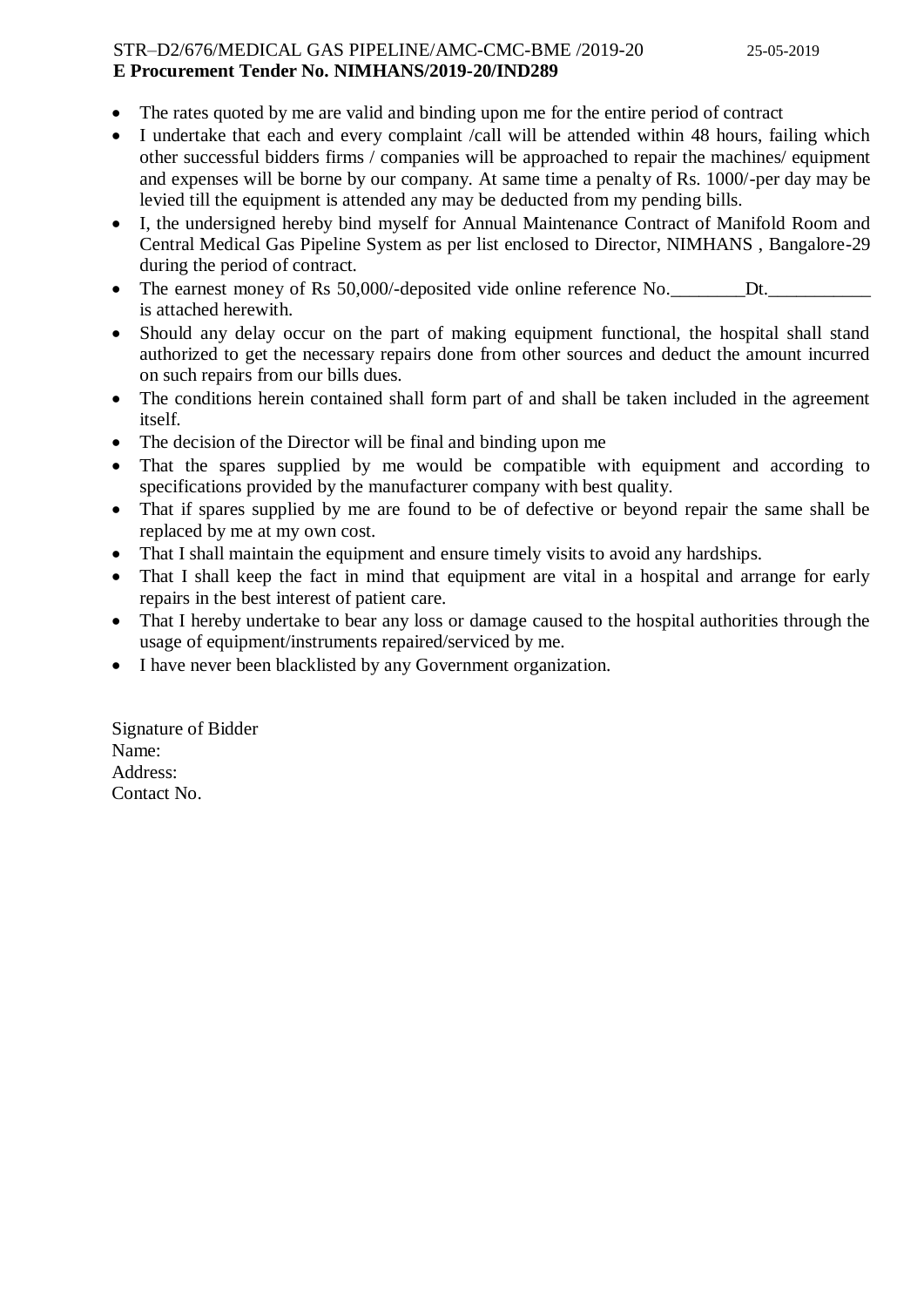- The rates quoted by me are valid and binding upon me for the entire period of contract
- I undertake that each and every complaint /call will be attended within 48 hours, failing which other successful bidders firms / companies will be approached to repair the machines/ equipment and expenses will be borne by our company. At same time a penalty of Rs. 1000/-per day may be levied till the equipment is attended any may be deducted from my pending bills.
- I, the undersigned hereby bind myself for Annual Maintenance Contract of Manifold Room and Central Medical Gas Pipeline System as per list enclosed to Director, NIMHANS , Bangalore-29 during the period of contract.
- The earnest money of Rs 50,000/-deposited vide online reference No.________Dt.___________ is attached herewith.
- Should any delay occur on the part of making equipment functional, the hospital shall stand authorized to get the necessary repairs done from other sources and deduct the amount incurred on such repairs from our bills dues.
- The conditions herein contained shall form part of and shall be taken included in the agreement itself.
- The decision of the Director will be final and binding upon me
- That the spares supplied by me would be compatible with equipment and according to specifications provided by the manufacturer company with best quality.
- That if spares supplied by me are found to be of defective or beyond repair the same shall be replaced by me at my own cost.
- That I shall maintain the equipment and ensure timely visits to avoid any hardships.
- That I shall keep the fact in mind that equipment are vital in a hospital and arrange for early repairs in the best interest of patient care.
- That I hereby undertake to bear any loss or damage caused to the hospital authorities through the usage of equipment/instruments repaired/serviced by me.
- I have never been blacklisted by any Government organization.

Signature of Bidder
Name:
Address:
Contact No.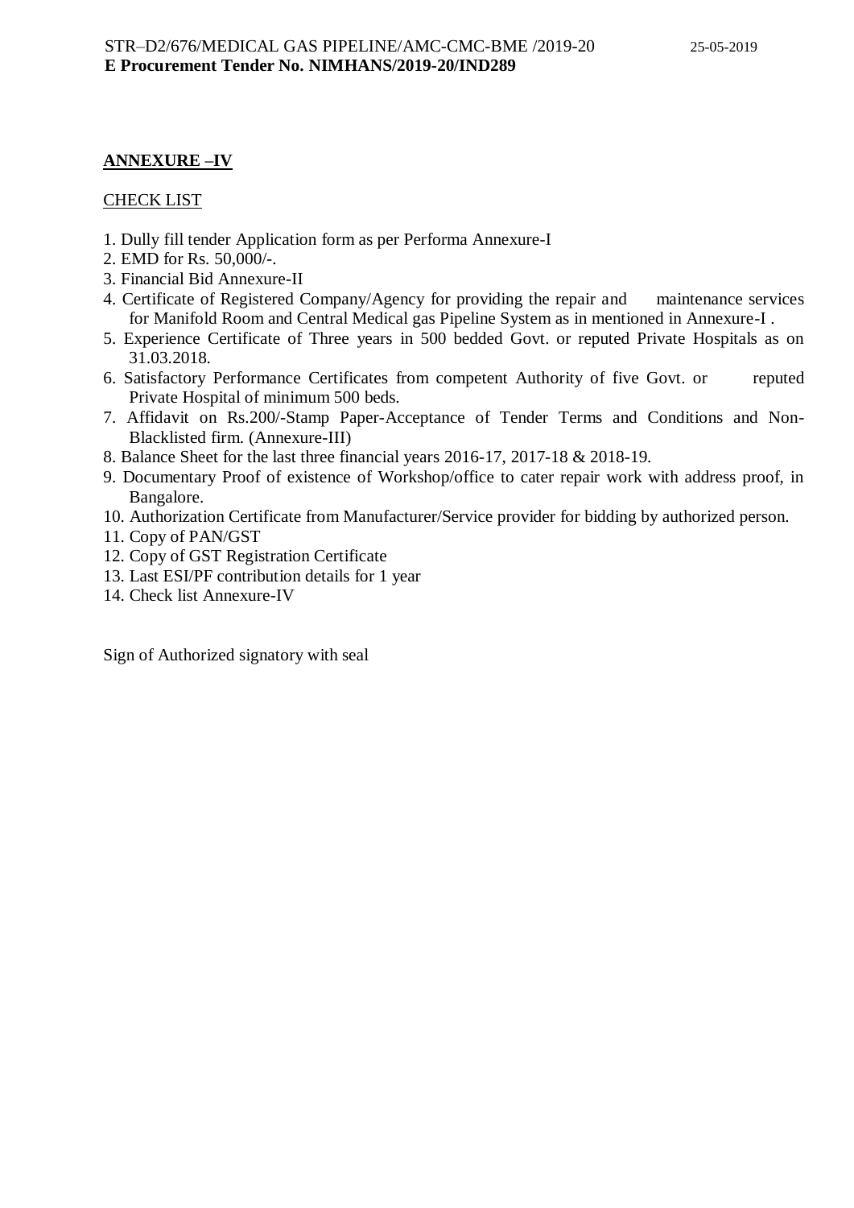STR–D2/676/MEDICAL GAS PIPELINE/AMC-CMC-BME /2019-20 25-05-2019
**E Procurement Tender No. NIMHANS/2019-20/IND289**

**ANNEXURE –IV**

CHECK LIST

1. Dully fill tender Application form as per Performa Annexure-I
2. EMD for Rs. 50,000/-.
3. Financial Bid Annexure-II
4. Certificate of Registered Company/Agency for providing the repair and maintenance services for Manifold Room and Central Medical gas Pipeline System as in mentioned in Annexure-I .
5. Experience Certificate of Three years in 500 bedded Govt. or reputed Private Hospitals as on 31.03.2018.
6. Satisfactory Performance Certificates from competent Authority of five Govt. or reputed Private Hospital of minimum 500 beds.
7. Affidavit on Rs.200/-Stamp Paper-Acceptance of Tender Terms and Conditions and Non-Blacklisted firm. (Annexure-III)
8. Balance Sheet for the last three financial years 2016-17, 2017-18 & 2018-19.
9. Documentary Proof of existence of Workshop/office to cater repair work with address proof, in Bangalore.
10. Authorization Certificate from Manufacturer/Service provider for bidding by authorized person.
11. Copy of PAN/GST
12. Copy of GST Registration Certificate
13. Last ESI/PF contribution details for 1 year
14. Check list Annexure-IV

Sign of Authorized signatory with seal